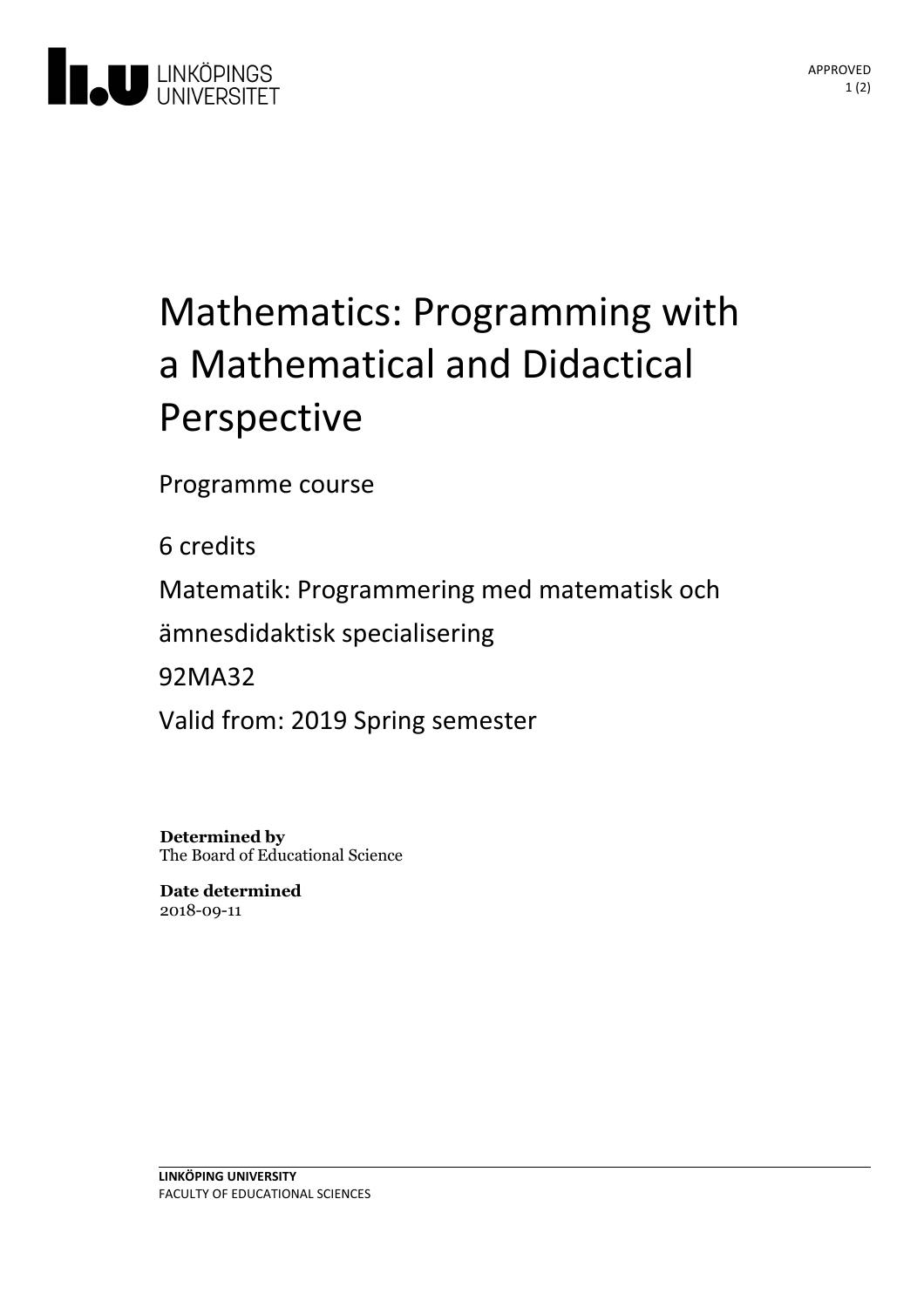# Mathematics: Programming with a Mathematical and Didactical Perspective

Programme course

6 credits

Matematik: Programmering med matematisk och ämnesdidaktisk specialisering

92MA32

Valid from: 2019 Spring semester

**Determined by**
The Board of Educational Science

**Date determined**
2018-09-11

**LINKÖPING UNIVERSITY**
FACULTY OF EDUCATIONAL SCIENCES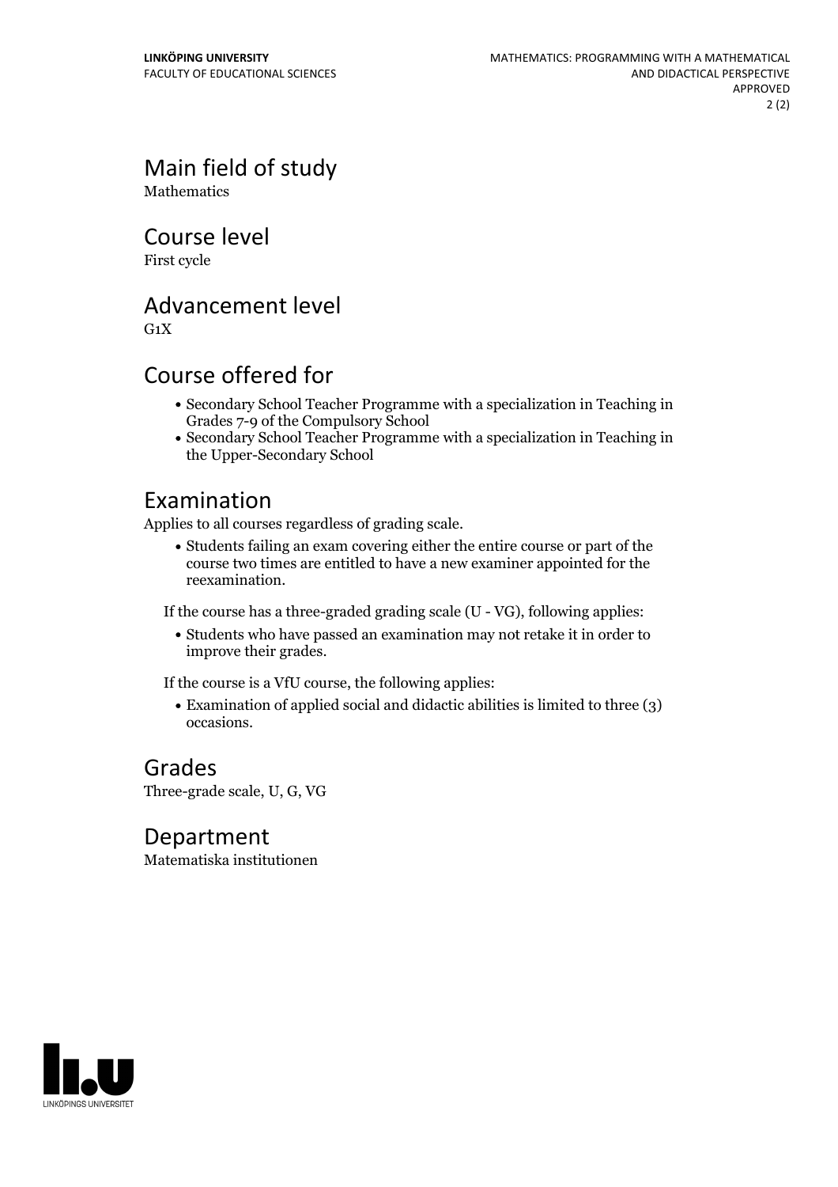## Main field of study

Mathematics

## Course level

First cycle

## Advancement level

G1X

## Course offered for

- Secondary School Teacher Programme with a specialization in Teaching in Grades 7-9 of the Compulsory School
- Secondary School Teacher Programme with a specialization in Teaching in the Upper-Secondary School

## Examination

Applies to all courses regardless of grading scale.

- Students failing an exam covering either the entire course or part of the course two times are entitled to have a new examiner appointed for the reexamination.

If the course has a three-graded grading scale (U - VG), following applies:

- Students who have passed an examination may not retake it in order to improve their grades.

If the course is a VfU course, the following applies:

- Examination of applied social and didactic abilities is limited to three (3) occasions.

## Grades

Three-grade scale, U, G, VG

## Department

Matematiska institutionen